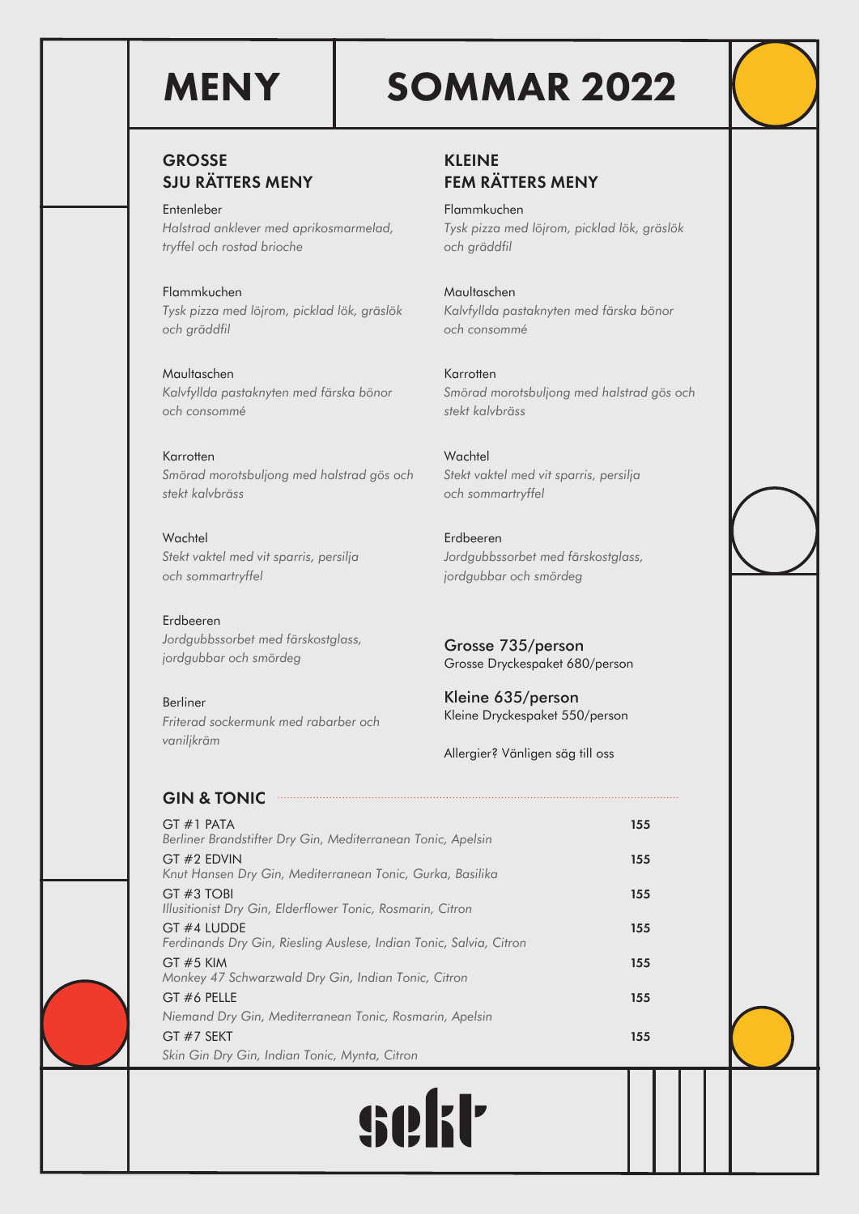# MENY

# SOMMAR 2022

## GROSSE SJU RÄTTERS MENY

Entenleber
*Halstrad anklever med aprikosmarmelad, tryffel och rostad brioche*

Flammkuchen
*Tysk pizza med löjrom, picklad lök, gräslök och gräddfil*

Maultaschen
*Kalvfyllda pastaknyten med färska bönor och consommé*

Karrotten
*Smörad morotsbuljong med halstrad gös och stekt kalvbräss*

Wachtel
*Stekt vaktel med vit sparris, persilja och sommartryffel*

Erdbeeren
*Jordgubbssorbet med färskostglass, jordgubbar och smördeg*

Berliner
*Friterad sockermunk med rabarber och vaniljkräm*

## KLEINE FEM RÄTTERS MENY

Flammkuchen
*Tysk pizza med löjrom, picklad lök, gräslök och gräddfil*

Maultaschen
*Kalvfyllda pastaknyten med färska bönor och consommé*

Karrotten
*Smörad morotsbuljong med halstrad gös och stekt kalvbräss*

Wachtel
*Stekt vaktel med vit sparris, persilja och sommartryffel*

Erdbeeren
*Jordgubbssorbet med färskostglass, jordgubbar och smördeg*

Grosse 735/person
Grosse Dryckespaket 680/person

Kleine 635/person
Kleine Dryckespaket 550/person

Allergier? Vänligen säg till oss

## GIN & TONIC

| | |
|---|---|
| GT #1 PATA<br>*Berliner Brandstifter Dry Gin, Mediterranean Tonic, Apelsin* | 155 |
| GT #2 EDVIN<br>*Knut Hansen Dry Gin, Mediterranean Tonic, Gurka, Basilika* | 155 |
| GT #3 TOBI<br>*Illusitionist Dry Gin, Elderflower Tonic, Rosmarin, Citron* | 155 |
| GT #4 LUDDE<br>*Ferdinands Dry Gin, Riesling Auslese, Indian Tonic, Salvia, Citron* | 155 |
| GT #5 KIM<br>*Monkey 47 Schwarzwald Dry Gin, Indian Tonic, Citron* | 155 |
| GT #6 PELLE<br>*Niemand Dry Gin, Mediterranean Tonic, Rosmarin, Apelsin* | 155 |
| GT #7 SEKT<br>*Skin Gin Dry Gin, Indian Tonic, Mynta, Citron* | 155 |

sekt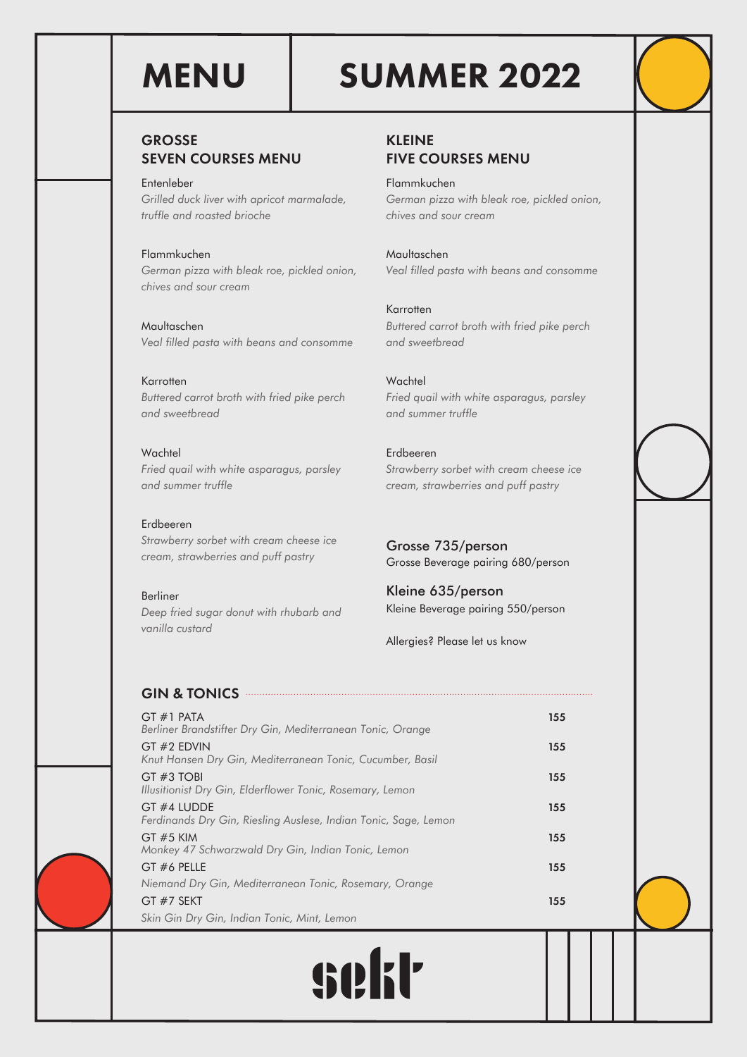# MENU

# SUMMER 2022

## GROSSE SEVEN COURSES MENU

Entenleber
*Grilled duck liver with apricot marmalade, truffle and roasted brioche*

Flammkuchen
*German pizza with bleak roe, pickled onion, chives and sour cream*

Maultaschen
*Veal filled pasta with beans and consomme*

Karrotten
*Buttered carrot broth with fried pike perch and sweetbread*

Wachtel
*Fried quail with white asparagus, parsley and summer truffle*

Erdbeeren
*Strawberry sorbet with cream cheese ice cream, strawberries and puff pastry*

Berliner
*Deep fried sugar donut with rhubarb and vanilla custard*

## KLEINE FIVE COURSES MENU

Flammkuchen
*German pizza with bleak roe, pickled onion, chives and sour cream*

Maultaschen
*Veal filled pasta with beans and consomme*

Karrotten
*Buttered carrot broth with fried pike perch and sweetbread*

Wachtel
*Fried quail with white asparagus, parsley and summer truffle*

Erdbeeren
*Strawberry sorbet with cream cheese ice cream, strawberries and puff pastry*

Grosse 735/person
Grosse Beverage pairing 680/person

Kleine 635/person
Kleine Beverage pairing 550/person

Allergies? Please let us know

## GIN & TONICS

| | |
|---|---|
| GT #1 PATA<br>*Berliner Brandstifter Dry Gin, Mediterranean Tonic, Orange* | 155 |
| GT #2 EDVIN<br>*Knut Hansen Dry Gin, Mediterranean Tonic, Cucumber, Basil* | 155 |
| GT #3 TOBI<br>*Illusitionist Dry Gin, Elderflower Tonic, Rosemary, Lemon* | 155 |
| GT #4 LUDDE<br>*Ferdinands Dry Gin, Riesling Auslese, Indian Tonic, Sage, Lemon* | 155 |
| GT #5 KIM<br>*Monkey 47 Schwarzwald Dry Gin, Indian Tonic, Lemon* | 155 |
| GT #6 PELLE<br>*Niemand Dry Gin, Mediterranean Tonic, Rosemary, Orange* | 155 |
| GT #7 SEKT<br>*Skin Gin Dry Gin, Indian Tonic, Mint, Lemon* | 155 |

sekt